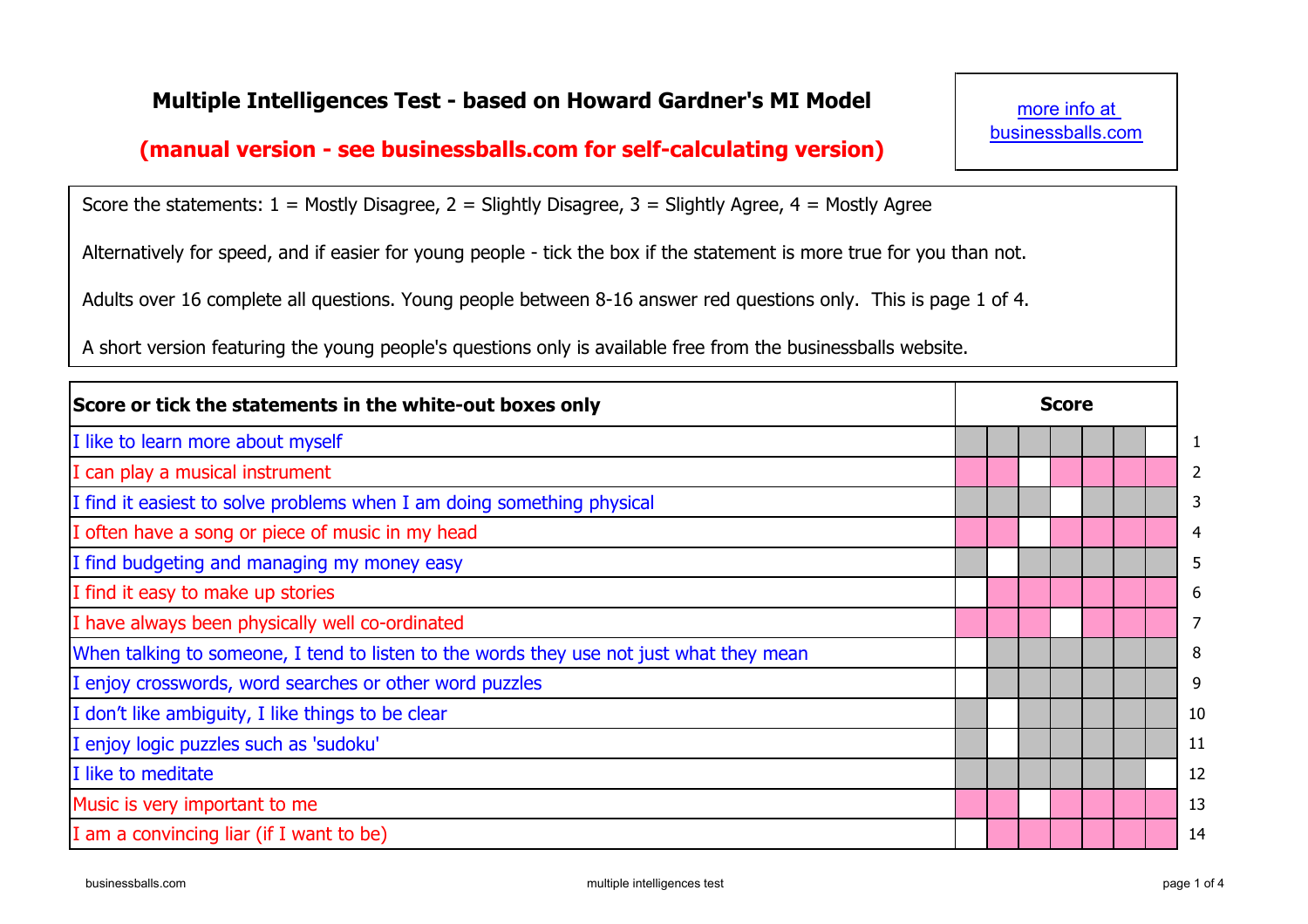# Multiple Intelligences Test - based on Howard Gardner's MI Model

**(manual version - see businessballs.com for self-calculating version)**

more info at businessballs.com

Score the statements: 1 = Mostly Disagree, 2 = Slightly Disagree, 3 = Slightly Agree, 4 = Mostly Agree

Alternatively for speed, and if easier for young people - tick the box if the statement is more true for you than not.

Adults over 16 complete all questions. Young people between 8-16 answer red questions only. This is page 1 of 4.

A short version featuring the young people's questions only is available free from the businessballs website.

| Score or tick the statements in the white-out boxes only | Score | | | | | | | |
|---|---|---|---|---|---|---|---|---|
| I like to learn more about myself | | | | | | | | 1 |
| I can play a musical instrument | | | | | | | | 2 |
| I find it easiest to solve problems when I am doing something physical | | | | | | | | 3 |
| I often have a song or piece of music in my head | | | | | | | | 4 |
| I find budgeting and managing my money easy | | | | | | | | 5 |
| I find it easy to make up stories | | | | | | | | 6 |
| I have always been physically well co-ordinated | | | | | | | | 7 |
| When talking to someone, I tend to listen to the words they use not just what they mean | | | | | | | | 8 |
| I enjoy crosswords, word searches or other word puzzles | | | | | | | | 9 |
| I don't like ambiguity, I like things to be clear | | | | | | | | 10 |
| I enjoy logic puzzles such as 'sudoku' | | | | | | | | 11 |
| I like to meditate | | | | | | | | 12 |
| Music is very important to me | | | | | | | | 13 |
| I am a convincing liar (if I want to be) | | | | | | | | 14 |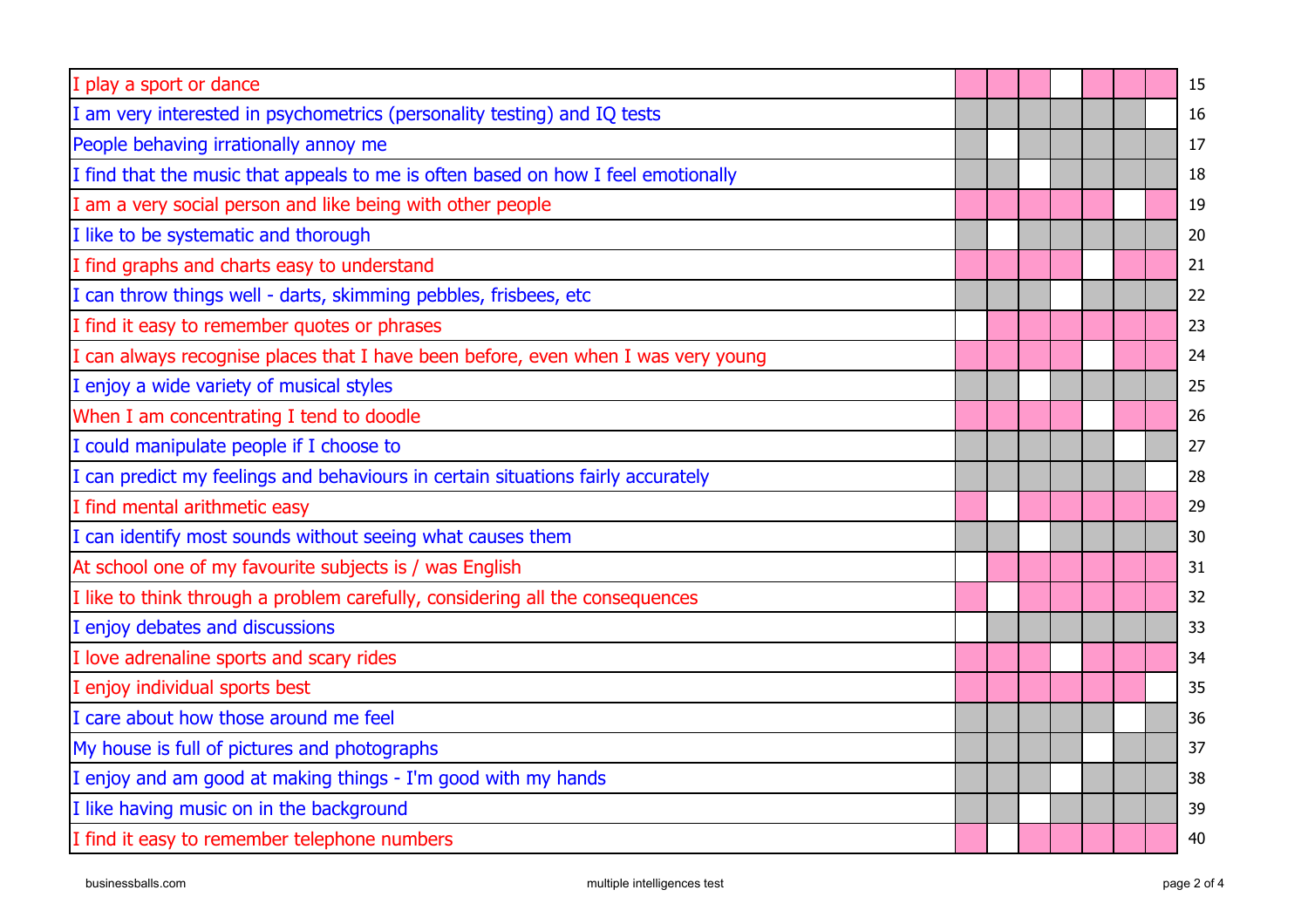| Statement | | | | | | | | No. |
|---|---|---|---|---|---|---|---|---|
| I play a sport or dance | | | | | | | | 15 |
| I am very interested in psychometrics (personality testing) and IQ tests | | | | | | | | 16 |
| People behaving irrationally annoy me | | | | | | | | 17 |
| I find that the music that appeals to me is often based on how I feel emotionally | | | | | | | | 18 |
| I am a very social person and like being with other people | | | | | | | | 19 |
| I like to be systematic and thorough | | | | | | | | 20 |
| I find graphs and charts easy to understand | | | | | | | | 21 |
| I can throw things well - darts, skimming pebbles, frisbees, etc | | | | | | | | 22 |
| I find it easy to remember quotes or phrases | | | | | | | | 23 |
| I can always recognise places that I have been before, even when I was very young | | | | | | | | 24 |
| I enjoy a wide variety of musical styles | | | | | | | | 25 |
| When I am concentrating I tend to doodle | | | | | | | | 26 |
| I could manipulate people if I choose to | | | | | | | | 27 |
| I can predict my feelings and behaviours in certain situations fairly accurately | | | | | | | | 28 |
| I find mental arithmetic easy | | | | | | | | 29 |
| I can identify most sounds without seeing what causes them | | | | | | | | 30 |
| At school one of my favourite subjects is / was English | | | | | | | | 31 |
| I like to think through a problem carefully, considering all the consequences | | | | | | | | 32 |
| I enjoy debates and discussions | | | | | | | | 33 |
| I love adrenaline sports and scary rides | | | | | | | | 34 |
| I enjoy individual sports best | | | | | | | | 35 |
| I care about how those around me feel | | | | | | | | 36 |
| My house is full of pictures and photographs | | | | | | | | 37 |
| I enjoy and am good at making things - I'm good with my hands | | | | | | | | 38 |
| I like having music on in the background | | | | | | | | 39 |
| I find it easy to remember telephone numbers | | | | | | | | 40 |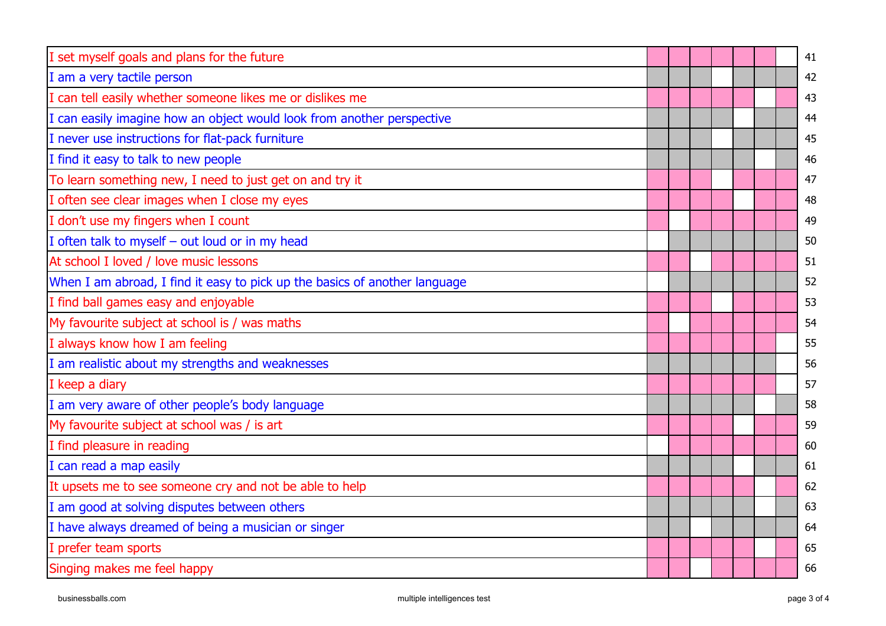| Statement | | | | | | | | |
|---|---|---|---|---|---|---|---|---|
| I set myself goals and plans for the future | | | | | | | | 41 |
| I am a very tactile person | | | | | | | | 42 |
| I can tell easily whether someone likes me or dislikes me | | | | | | | | 43 |
| I can easily imagine how an object would look from another perspective | | | | | | | | 44 |
| I never use instructions for flat-pack furniture | | | | | | | | 45 |
| I find it easy to talk to new people | | | | | | | | 46 |
| To learn something new, I need to just get on and try it | | | | | | | | 47 |
| I often see clear images when I close my eyes | | | | | | | | 48 |
| I don't use my fingers when I count | | | | | | | | 49 |
| I often talk to myself – out loud or in my head | | | | | | | | 50 |
| At school I loved / love music lessons | | | | | | | | 51 |
| When I am abroad, I find it easy to pick up the basics of another language | | | | | | | | 52 |
| I find ball games easy and enjoyable | | | | | | | | 53 |
| My favourite subject at school is / was maths | | | | | | | | 54 |
| I always know how I am feeling | | | | | | | | 55 |
| I am realistic about my strengths and weaknesses | | | | | | | | 56 |
| I keep a diary | | | | | | | | 57 |
| I am very aware of other people's body language | | | | | | | | 58 |
| My favourite subject at school was / is art | | | | | | | | 59 |
| I find pleasure in reading | | | | | | | | 60 |
| I can read a map easily | | | | | | | | 61 |
| It upsets me to see someone cry and not be able to help | | | | | | | | 62 |
| I am good at solving disputes between others | | | | | | | | 63 |
| I have always dreamed of being a musician or singer | | | | | | | | 64 |
| I prefer team sports | | | | | | | | 65 |
| Singing makes me feel happy | | | | | | | | 66 |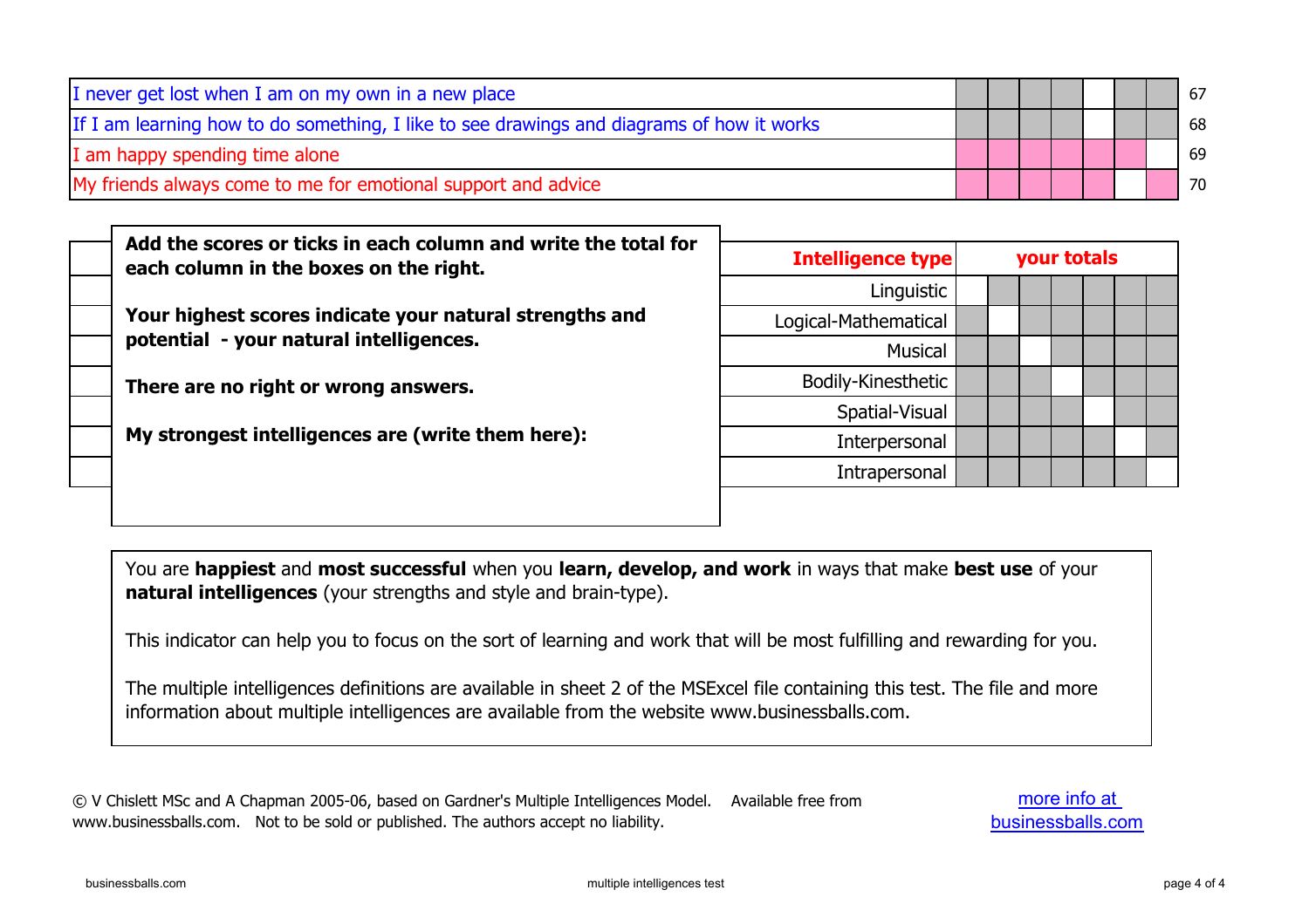| | | | | | | | | |
|---|---|---|---|---|---|---|---|---|
| I never get lost when I am on my own in a new place | | | | | | | | 67 |
| If I am learning how to do something, I like to see drawings and diagrams of how it works | | | | | | | | 68 |
| I am happy spending time alone | | | | | | | | 69 |
| My friends always come to me for emotional support and advice | | | | | | | | 70 |

**Add the scores or ticks in each column and write the total for each column in the boxes on the right.**

**Your highest scores indicate your natural strengths and potential - your natural intelligences.**

**There are no right or wrong answers.**

**My strongest intelligences are (write them here):**

| Intelligence type | your totals | | | | | | |
|---|---|---|---|---|---|---|---|
| Linguistic | | | | | | | |
| Logical-Mathematical | | | | | | | |
| Musical | | | | | | | |
| Bodily-Kinesthetic | | | | | | | |
| Spatial-Visual | | | | | | | |
| Interpersonal | | | | | | | |
| Intrapersonal | | | | | | | |

You are **happiest** and **most successful** when you **learn, develop, and work** in ways that make **best use** of your **natural intelligences** (your strengths and style and brain-type).

This indicator can help you to focus on the sort of learning and work that will be most fulfilling and rewarding for you.

The multiple intelligences definitions are available in sheet 2 of the MSExcel file containing this test. The file and more information about multiple intelligences are available from the website www.businessballs.com.

© V Chislett MSc and A Chapman 2005-06, based on Gardner's Multiple Intelligences Model. Available free from www.businessballs.com. Not to be sold or published. The authors accept no liability.

more info at businessballs.com